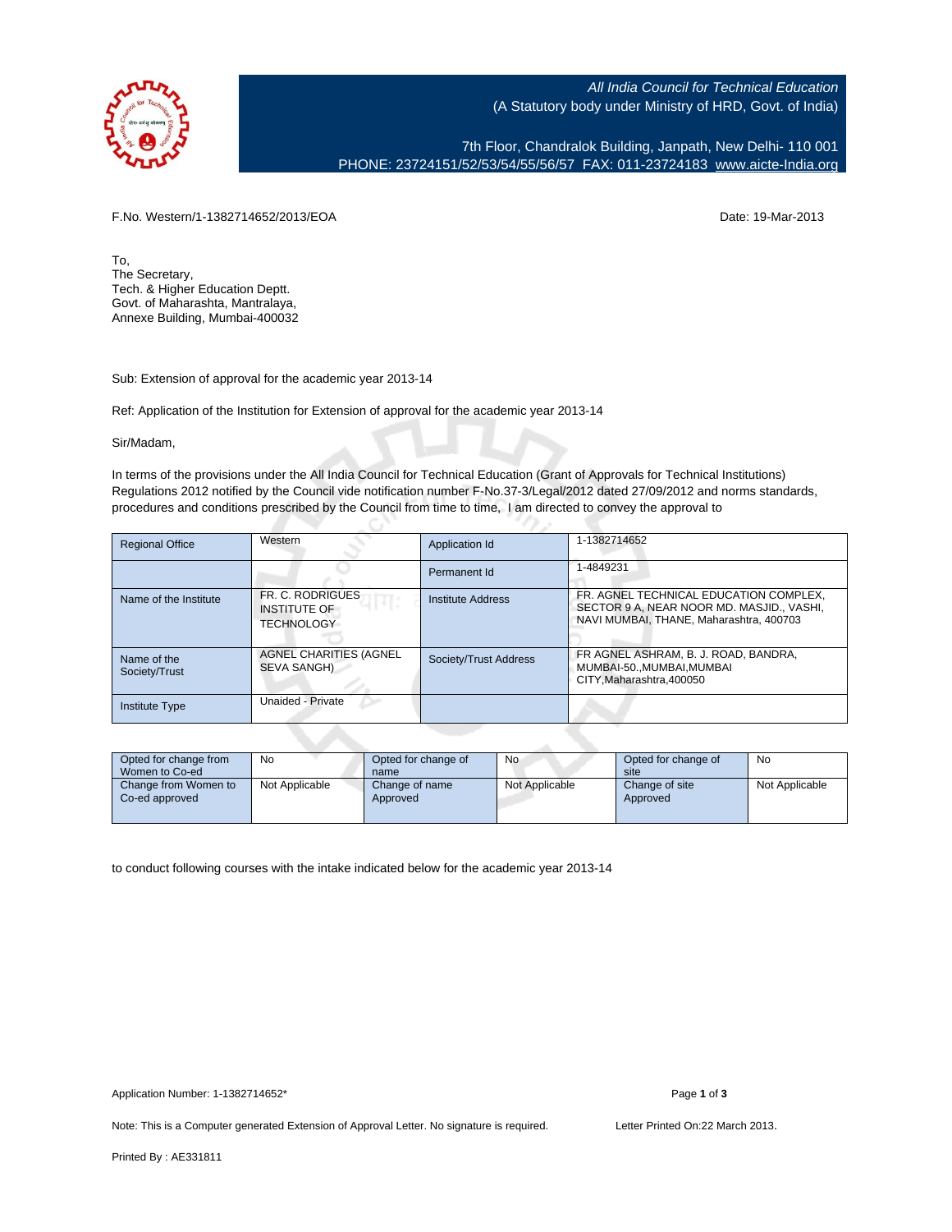*All India Council for Technical Education*
(A Statutory body under Ministry of HRD, Govt. of India)

7th Floor, Chandralok Building, Janpath, New Delhi- 110 001
PHONE: 23724151/52/53/54/55/56/57 FAX: 011-23724183 www.aicte-India.org

F.No. Western/1-1382714652/2013/EOA Date: 19-Mar-2013

To,
The Secretary,
Tech. & Higher Education Deptt.
Govt. of Maharashta, Mantralaya,
Annexe Building, Mumbai-400032

Sub: Extension of approval for the academic year 2013-14

Ref: Application of the Institution for Extension of approval for the academic year 2013-14

Sir/Madam,

In terms of the provisions under the All India Council for Technical Education (Grant of Approvals for Technical Institutions) Regulations 2012 notified by the Council vide notification number F-No.37-3/Legal/2012 dated 27/09/2012 and norms standards, procedures and conditions prescribed by the Council from time to time, I am directed to convey the approval to

| Regional Office | Western | Application Id | 1-1382714652 |
|---|---|---|---|
| | | Permanent Id | 1-4849231 |
| Name of the Institute | FR. C. RODRIGUES INSTITUTE OF TECHNOLOGY | Institute Address | FR. AGNEL TECHNICAL EDUCATION COMPLEX, SECTOR 9 A, NEAR NOOR MD. MASJID., VASHI, NAVI MUMBAI, THANE, Maharashtra, 400703 |
| Name of the Society/Trust | AGNEL CHARITIES (AGNEL SEVA SANGH) | Society/Trust Address | FR AGNEL ASHRAM, B. J. ROAD, BANDRA, MUMBAI-50.,MUMBAI,MUMBAI CITY,Maharashtra,400050 |
| Institute Type | Unaided - Private | | |

| Opted for change from Women to Co-ed | No | Opted for change of name | No | Opted for change of site | No |
|---|---|---|---|---|---|
| Change from Women to Co-ed approved | Not Applicable | Change of name Approved | Not Applicable | Change of site Approved | Not Applicable |

to conduct following courses with the intake indicated below for the academic year 2013-14

Application Number: 1-1382714652*

Note: This is a Computer generated Extension of Approval Letter. No signature is required. Letter Printed On:22 March 2013.

Printed By : AE331811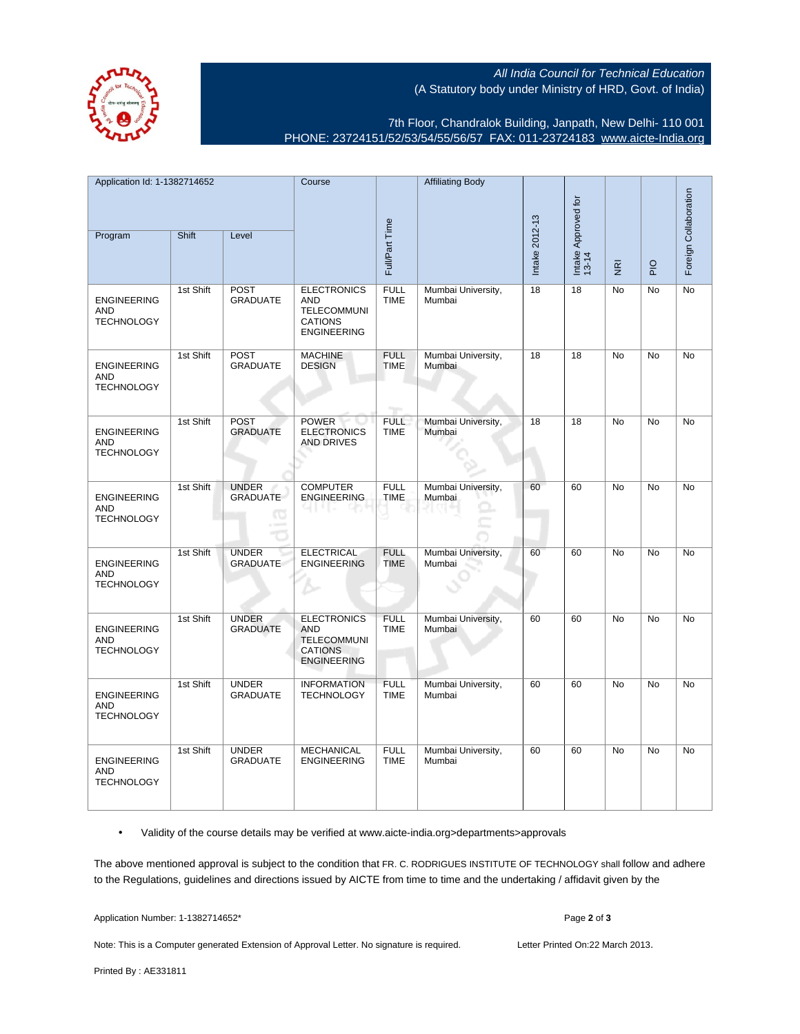All India Council for Technical Education
(A Statutory body under Ministry of HRD, Govt. of India)

7th Floor, Chandralok Building, Janpath, New Delhi- 110 001
PHONE: 23724151/52/53/54/55/56/57 FAX: 011-23724183 www.aicte-India.org

| Application Id: 1-1382714652 | | | Course | Full/Part Time | Affiliating Body | Intake 2012-13 | Intake Approved for 13-14 | NRI | PIO | Foreign Collaboration |
|---|---|---|---|---|---|---|---|---|---|---|
| Program | Shift | Level | | | | | | | | |
| ENGINEERING AND TECHNOLOGY | 1st Shift | POST GRADUATE | ELECTRONICS AND TELECOMMUNICATIONS ENGINEERING | FULL TIME | Mumbai University, Mumbai | 18 | 18 | No | No | No |
| ENGINEERING AND TECHNOLOGY | 1st Shift | POST GRADUATE | MACHINE DESIGN | FULL TIME | Mumbai University, Mumbai | 18 | 18 | No | No | No |
| ENGINEERING AND TECHNOLOGY | 1st Shift | POST GRADUATE | POWER ELECTRONICS AND DRIVES | FULL TIME | Mumbai University, Mumbai | 18 | 18 | No | No | No |
| ENGINEERING AND TECHNOLOGY | 1st Shift | UNDER GRADUATE | COMPUTER ENGINEERING | FULL TIME | Mumbai University, Mumbai | 60 | 60 | No | No | No |
| ENGINEERING AND TECHNOLOGY | 1st Shift | UNDER GRADUATE | ELECTRICAL ENGINEERING | FULL TIME | Mumbai University, Mumbai | 60 | 60 | No | No | No |
| ENGINEERING AND TECHNOLOGY | 1st Shift | UNDER GRADUATE | ELECTRONICS AND TELECOMMUNICATIONS ENGINEERING | FULL TIME | Mumbai University, Mumbai | 60 | 60 | No | No | No |
| ENGINEERING AND TECHNOLOGY | 1st Shift | UNDER GRADUATE | INFORMATION TECHNOLOGY | FULL TIME | Mumbai University, Mumbai | 60 | 60 | No | No | No |
| ENGINEERING AND TECHNOLOGY | 1st Shift | UNDER GRADUATE | MECHANICAL ENGINEERING | FULL TIME | Mumbai University, Mumbai | 60 | 60 | No | No | No |

- Validity of the course details may be verified at www.aicte-india.org>departments>approvals

The above mentioned approval is subject to the condition that FR. C. RODRIGUES INSTITUTE OF TECHNOLOGY shall follow and adhere to the Regulations, guidelines and directions issued by AICTE from time to time and the undertaking / affidavit given by the

Application Number: 1-1382714652*

Note: This is a Computer generated Extension of Approval Letter. No signature is required.

Letter Printed On:22 March 2013.

Printed By : AE331811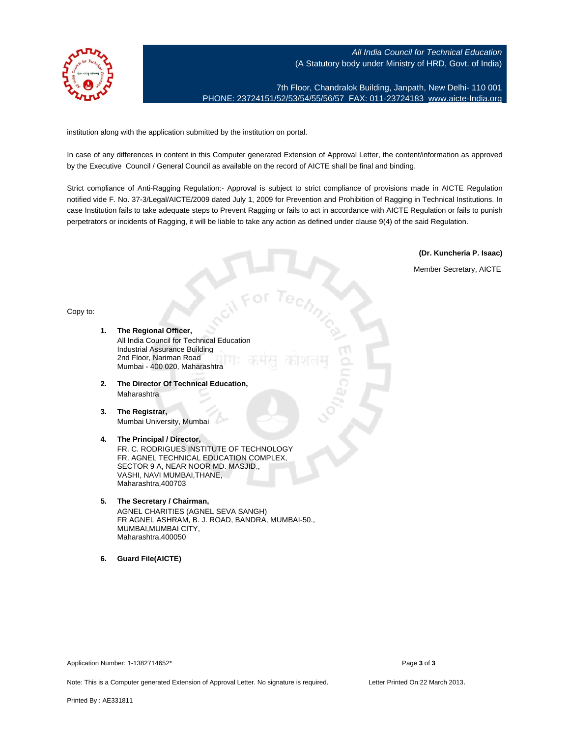institution along with the application submitted by the institution on portal.

In case of any differences in content in this Computer generated Extension of Approval Letter, the content/information as approved by the Executive Council / General Council as available on the record of AICTE shall be final and binding.

Strict compliance of Anti-Ragging Regulation:- Approval is subject to strict compliance of provisions made in AICTE Regulation notified vide F. No. 37-3/Legal/AICTE/2009 dated July 1, 2009 for Prevention and Prohibition of Ragging in Technical Institutions. In case Institution fails to take adequate steps to Prevent Ragging or fails to act in accordance with AICTE Regulation or fails to punish perpetrators or incidents of Ragging, it will be liable to take any action as defined under clause 9(4) of the said Regulation.

**(Dr. Kuncheria P. Isaac)**

Member Secretary, AICTE

Copy to:

1. **The Regional Officer,**
   All India Council for Technical Education
   Industrial Assurance Building
   2nd Floor, Nariman Road
   Mumbai - 400 020, Maharashtra

2. **The Director Of Technical Education,**
   Maharashtra

3. **The Registrar,**
   Mumbai University, Mumbai

4. **The Principal / Director,**
   FR. C. RODRIGUES INSTITUTE OF TECHNOLOGY
   FR. AGNEL TECHNICAL EDUCATION COMPLEX,
   SECTOR 9 A, NEAR NOOR MD. MASJID.,
   VASHI, NAVI MUMBAI,THANE,
   Maharashtra,400703

5. **The Secretary / Chairman,**
   AGNEL CHARITIES (AGNEL SEVA SANGH)
   FR AGNEL ASHRAM, B. J. ROAD, BANDRA, MUMBAI-50.,
   MUMBAI,MUMBAI CITY,
   Maharashtra,400050

6. **Guard File(AICTE)**

Application Number: 1-1382714652*

Note: This is a Computer generated Extension of Approval Letter. No signature is required.

Letter Printed On:22 March 2013.

Printed By : AE331811